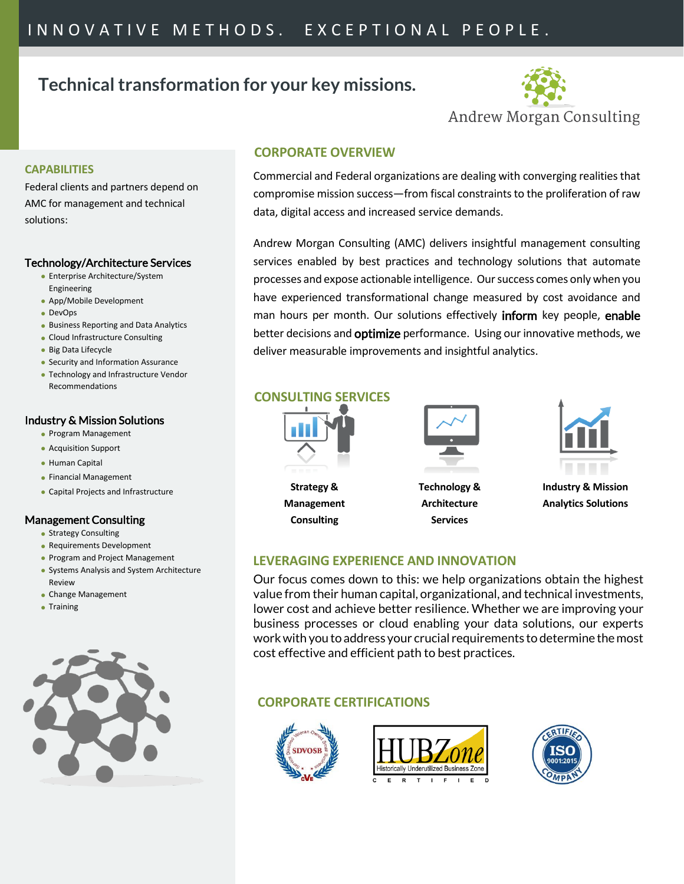INNOVATIVE METHODS. EXCEPTIONAL PEOPLE.

# Technical transformation for your key missions.

Andrew Morgan Consulting

## CAPABILITIES

Federal clients and partners depend on AMC for management and technical solutions:

### Technology/Architecture Services

- Enterprise Architecture/System Engineering
- App/Mobile Development
- DevOps
- Business Reporting and Data Analytics
- Cloud Infrastructure Consulting
- Big Data Lifecycle
- Security and Information Assurance
- Technology and Infrastructure Vendor Recommendations

### Industry & Mission Solutions

- Program Management
- Acquisition Support
- Human Capital
- Financial Management
- Capital Projects and Infrastructure

### Management Consulting

- Strategy Consulting
- Requirements Development
- Program and Project Management
- Systems Analysis and System Architecture Review
- Change Management
- Training

## CORPORATE OVERVIEW

Commercial and Federal organizations are dealing with converging realities that compromise mission success—from fiscal constraints to the proliferation of raw data, digital access and increased service demands.

Andrew Morgan Consulting (AMC) delivers insightful management consulting services enabled by best practices and technology solutions that automate processes and expose actionable intelligence. Our success comes only when you have experienced transformational change measured by cost avoidance and man hours per month. Our solutions effectively **inform** key people, **enable** better decisions and **optimize** performance. Using our innovative methods, we deliver measurable improvements and insightful analytics.

## CONSULTING SERVICES

**Strategy & Management Consulting**

**Technology & Architecture Services**

**Industry & Mission Analytics Solutions**

## LEVERAGING EXPERIENCE AND INNOVATION

Our focus comes down to this: we help organizations obtain the highest value from their human capital, organizational, and technical investments, lower cost and achieve better resilience. Whether we are improving your business processes or cloud enabling your data solutions, our experts work with you to address your crucial requirements to determine the most cost effective and efficient path to best practices.

## CORPORATE CERTIFICATIONS

SDVOSB (Service Disabled Veteran Owned Small Business) – CVE

HUBZone – Historically Underutilized Business Zone – CERTIFIED

Certified ISO 9001:2015 Company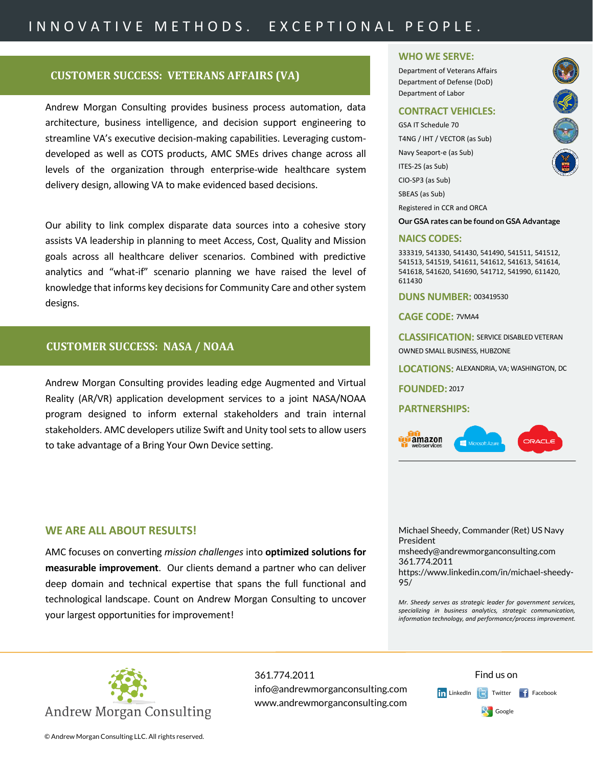INNOVATIVE METHODS. EXCEPTIONAL PEOPLE.

## CUSTOMER SUCCESS: VETERANS AFFAIRS (VA)

Andrew Morgan Consulting provides business process automation, data architecture, business intelligence, and decision support engineering to streamline VA's executive decision-making capabilities. Leveraging custom-developed as well as COTS products, AMC SMEs drives change across all levels of the organization through enterprise-wide healthcare system delivery design, allowing VA to make evidenced based decisions.

Our ability to link complex disparate data sources into a cohesive story assists VA leadership in planning to meet Access, Cost, Quality and Mission goals across all healthcare deliver scenarios. Combined with predictive analytics and "what-if" scenario planning we have raised the level of knowledge that informs key decisions for Community Care and other system designs.

## CUSTOMER SUCCESS: NASA / NOAA

Andrew Morgan Consulting provides leading edge Augmented and Virtual Reality (AR/VR) application development services to a joint NASA/NOAA program designed to inform external stakeholders and train internal stakeholders. AMC developers utilize Swift and Unity tool sets to allow users to take advantage of a Bring Your Own Device setting.

## WE ARE ALL ABOUT RESULTS!

AMC focuses on converting *mission challenges* into **optimized solutions for measurable improvement**. Our clients demand a partner who can deliver deep domain and technical expertise that spans the full functional and technological landscape. Count on Andrew Morgan Consulting to uncover your largest opportunities for improvement!

### WHO WE SERVE:

Department of Veterans Affairs
Department of Defense (DoD)
Department of Labor

### CONTRACT VEHICLES:

GSA IT Schedule 70
T4NG / IHT / VECTOR (as Sub)
Navy Seaport-e (as Sub)
ITES-2S (as Sub)
CIO-SP3 (as Sub)
SBEAS (as Sub)
Registered in CCR and ORCA
**Our GSA rates can be found on GSA Advantage**

### NAICS CODES:

333319, 541330, 541430, 541490, 541511, 541512, 541513, 541519, 541611, 541612, 541613, 541614, 541618, 541620, 541690, 541712, 541990, 611420, 611430

**DUNS NUMBER:** 003419530

**CAGE CODE:** 7VMA4

**CLASSIFICATION:** SERVICE DISABLED VETERAN OWNED SMALL BUSINESS, HUBZONE

**LOCATIONS:** ALEXANDRIA, VA; WASHINGTON, DC

**FOUNDED:** 2017

**PARTNERSHIPS:**

amazon webservices | Microsoft Azure | ORACLE

Michael Sheedy, Commander (Ret) US Navy
President
msheedy@andrewmorganconsulting.com
361.774.2011
https://www.linkedin.com/in/michael-sheedy-95/

*Mr. Sheedy serves as strategic leader for government services, specializing in business analytics, strategic communication, information technology, and performance/process improvement.*

Andrew Morgan Consulting

361.774.2011
info@andrewmorganconsulting.com
www.andrewmorganconsulting.com

Find us on
LinkedIn Twitter Facebook
Google

© Andrew Morgan Consulting LLC. All rights reserved.